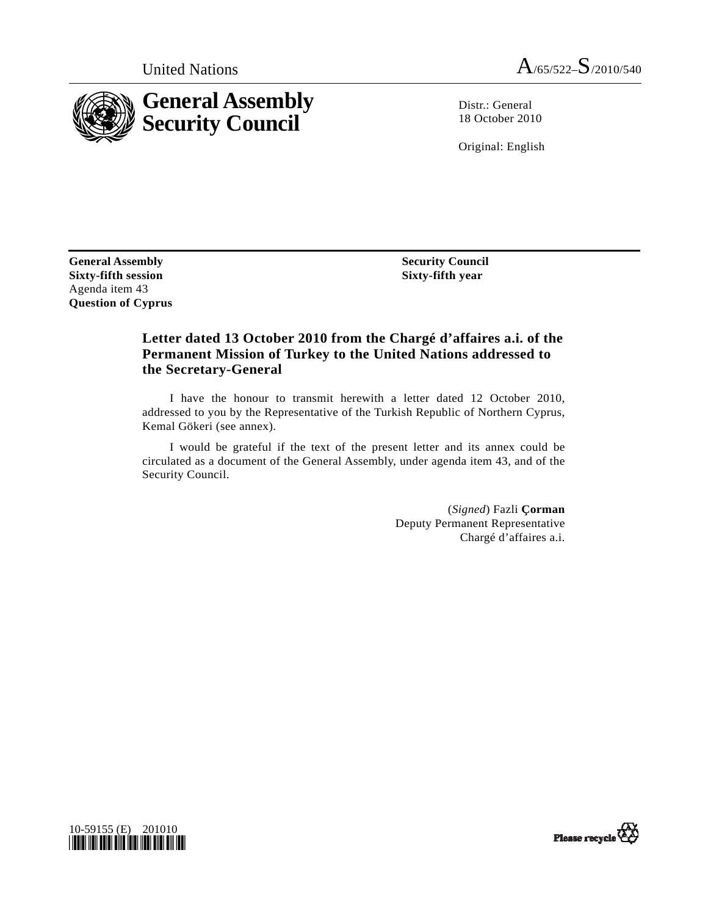United Nations A/65/522–S/2010/540

# General Assembly Security Council

Distr.: General
18 October 2010

Original: English

**General Assembly**
**Sixty-fifth session**
Agenda item 43
**Question of Cyprus**

**Security Council**
**Sixty-fifth year**

## Letter dated 13 October 2010 from the Chargé d'affaires a.i. of the Permanent Mission of Turkey to the United Nations addressed to the Secretary-General

I have the honour to transmit herewith a letter dated 12 October 2010, addressed to you by the Representative of the Turkish Republic of Northern Cyprus, Kemal Gökeri (see annex).

I would be grateful if the text of the present letter and its annex could be circulated as a document of the General Assembly, under agenda item 43, and of the Security Council.

(*Signed*) Fazli **Çorman**
Deputy Permanent Representative
Chargé d'affaires a.i.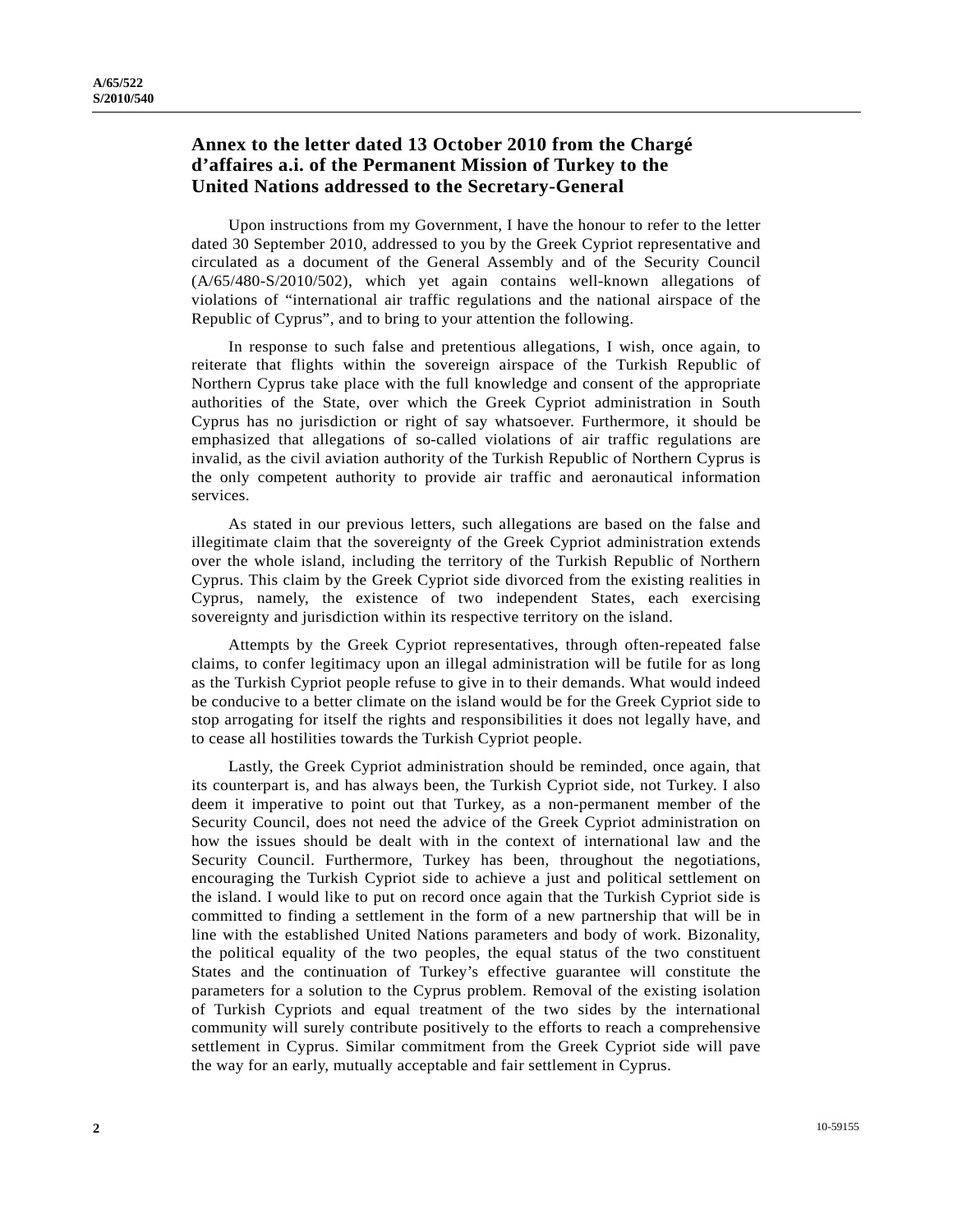## Annex to the letter dated 13 October 2010 from the Chargé d'affaires a.i. of the Permanent Mission of Turkey to the United Nations addressed to the Secretary-General

Upon instructions from my Government, I have the honour to refer to the letter dated 30 September 2010, addressed to you by the Greek Cypriot representative and circulated as a document of the General Assembly and of the Security Council (A/65/480-S/2010/502), which yet again contains well-known allegations of violations of "international air traffic regulations and the national airspace of the Republic of Cyprus", and to bring to your attention the following.

In response to such false and pretentious allegations, I wish, once again, to reiterate that flights within the sovereign airspace of the Turkish Republic of Northern Cyprus take place with the full knowledge and consent of the appropriate authorities of the State, over which the Greek Cypriot administration in South Cyprus has no jurisdiction or right of say whatsoever. Furthermore, it should be emphasized that allegations of so-called violations of air traffic regulations are invalid, as the civil aviation authority of the Turkish Republic of Northern Cyprus is the only competent authority to provide air traffic and aeronautical information services.

As stated in our previous letters, such allegations are based on the false and illegitimate claim that the sovereignty of the Greek Cypriot administration extends over the whole island, including the territory of the Turkish Republic of Northern Cyprus. This claim by the Greek Cypriot side divorced from the existing realities in Cyprus, namely, the existence of two independent States, each exercising sovereignty and jurisdiction within its respective territory on the island.

Attempts by the Greek Cypriot representatives, through often-repeated false claims, to confer legitimacy upon an illegal administration will be futile for as long as the Turkish Cypriot people refuse to give in to their demands. What would indeed be conducive to a better climate on the island would be for the Greek Cypriot side to stop arrogating for itself the rights and responsibilities it does not legally have, and to cease all hostilities towards the Turkish Cypriot people.

Lastly, the Greek Cypriot administration should be reminded, once again, that its counterpart is, and has always been, the Turkish Cypriot side, not Turkey. I also deem it imperative to point out that Turkey, as a non-permanent member of the Security Council, does not need the advice of the Greek Cypriot administration on how the issues should be dealt with in the context of international law and the Security Council. Furthermore, Turkey has been, throughout the negotiations, encouraging the Turkish Cypriot side to achieve a just and political settlement on the island. I would like to put on record once again that the Turkish Cypriot side is committed to finding a settlement in the form of a new partnership that will be in line with the established United Nations parameters and body of work. Bizonality, the political equality of the two peoples, the equal status of the two constituent States and the continuation of Turkey's effective guarantee will constitute the parameters for a solution to the Cyprus problem. Removal of the existing isolation of Turkish Cypriots and equal treatment of the two sides by the international community will surely contribute positively to the efforts to reach a comprehensive settlement in Cyprus. Similar commitment from the Greek Cypriot side will pave the way for an early, mutually acceptable and fair settlement in Cyprus.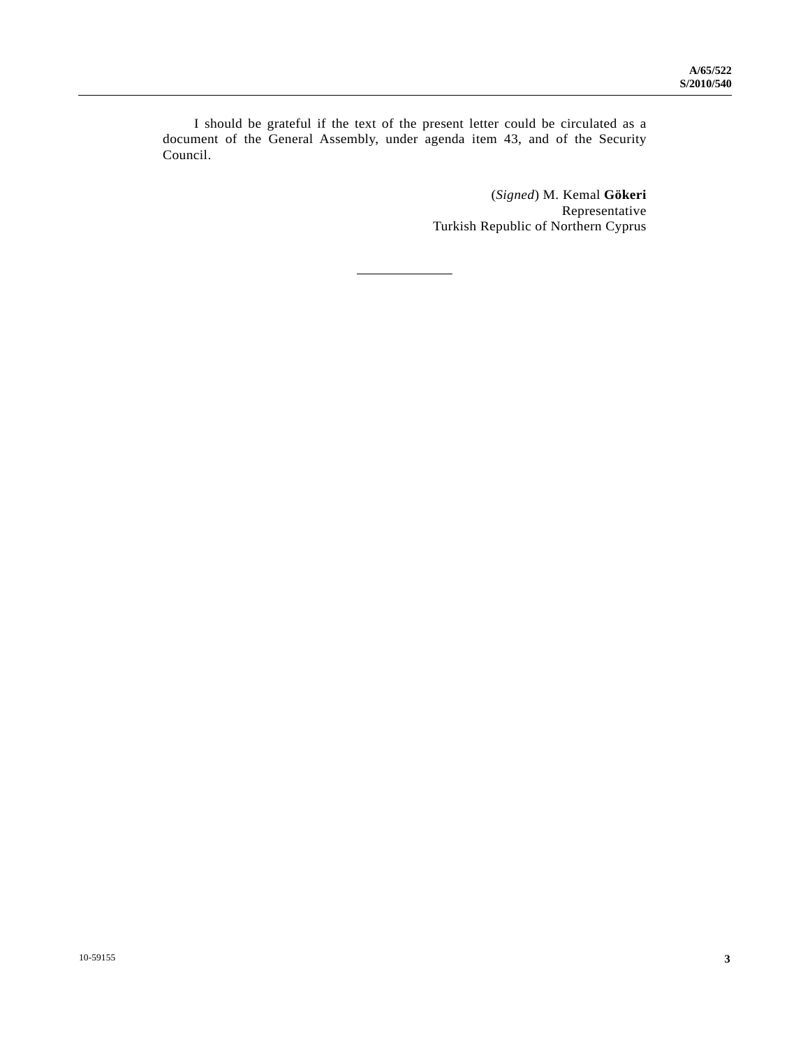I should be grateful if the text of the present letter could be circulated as a document of the General Assembly, under agenda item 43, and of the Security Council.

(*Signed*) M. Kemal **Gökeri**
Representative
Turkish Republic of Northern Cyprus